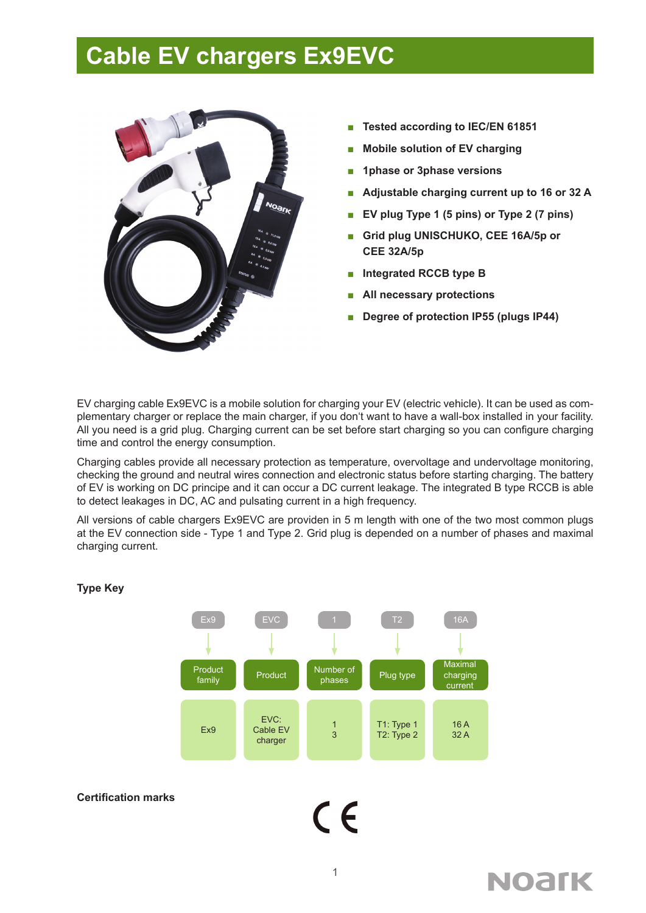# Cable EV chargers Ex9EVC

- Tested according to IEC/EN 61851
- Mobile solution of EV charging
- 1phase or 3phase versions
- Adjustable charging current up to 16 or 32 A
- EV plug Type 1 (5 pins) or Type 2 (7 pins)
- Grid plug UNISCHUKO, CEE 16A/5p or CEE 32A/5p
- Integrated RCCB type B
- All necessary protections
- Degree of protection IP55 (plugs IP44)

EV charging cable Ex9EVC is a mobile solution for charging your EV (electric vehicle). It can be used as complementary charger or replace the main charger, if you don't want to have a wall-box installed in your facility. All you need is a grid plug. Charging current can be set before start charging so you can configure charging time and control the energy consumption.

Charging cables provide all necessary protection as temperature, overvoltage and undervoltage monitoring, checking the ground and neutral wires connection and electronic status before starting charging. The battery of EV is working on DC principe and it can occur a DC current leakage. The integrated B type RCCB is able to detect leakages in DC, AC and pulsating current in a high frequency.

All versions of cable chargers Ex9EVC are providen in 5 m length with one of the two most common plugs at the EV connection side - Type 1 and Type 2. Grid plug is depended on a number of phases and maximal charging current.

## Type Key

| Ex9 | EVC | 1 | T2 | 16A |
|---|---|---|---|---|
| Product family | Product | Number of phases | Plug type | Maximal charging current |
| Ex9 | EVC: Cable EV charger | 1<br>3 | T1: Type 1<br>T2: Type 2 | 16 A<br>32 A |

## Certification marks

CE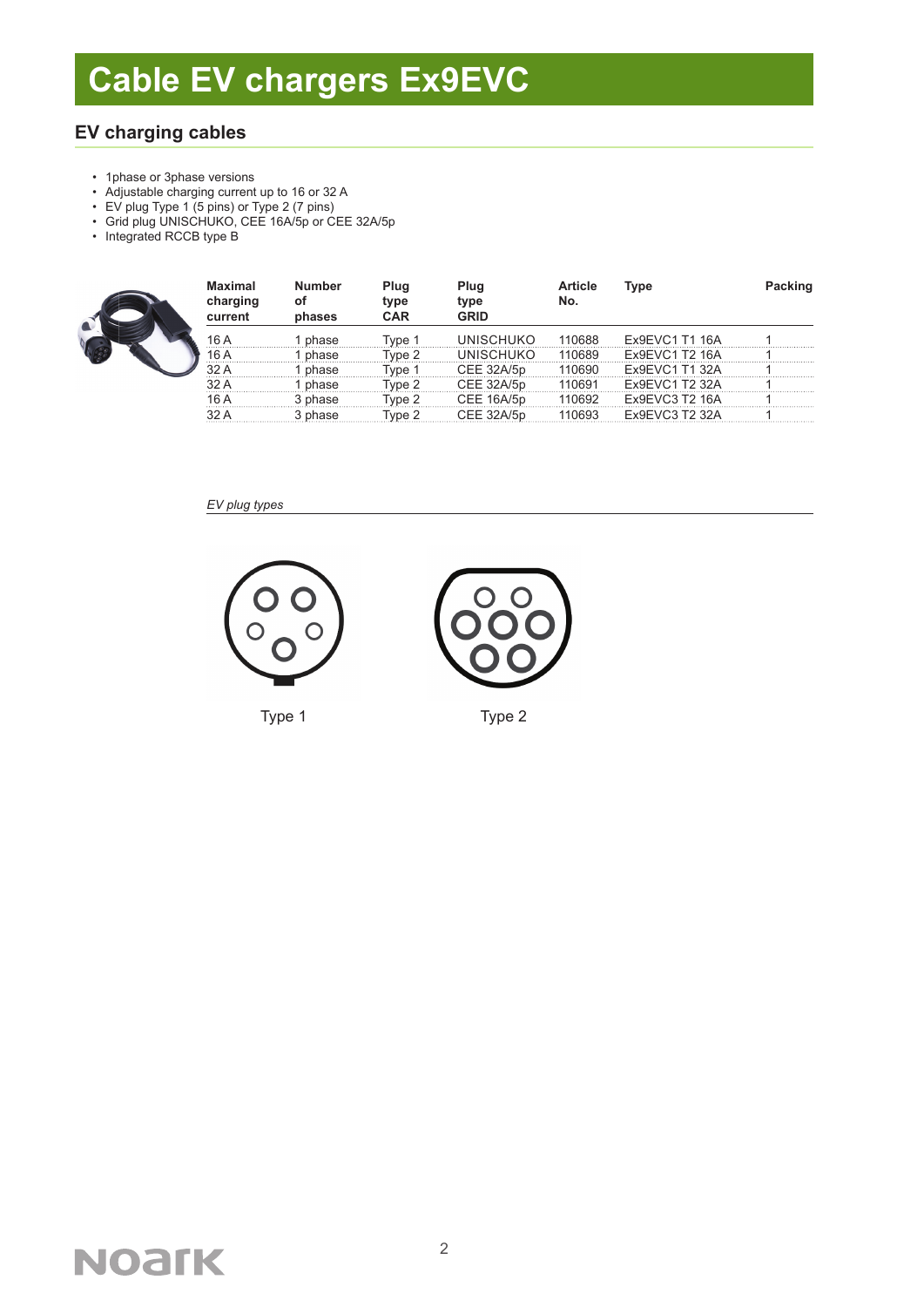# Cable EV chargers Ex9EVC

## EV charging cables

- 1phase or 3phase versions
- Adjustable charging current up to 16 or 32 A
- EV plug Type 1 (5 pins) or Type 2 (7 pins)
- Grid plug UNISCHUKO, CEE 16A/5p or CEE 32A/5p
- Integrated RCCB type B

| Maximal charging current | Number of phases | Plug type CAR | Plug type GRID | Article No. | Type | Packing |
|---|---|---|---|---|---|---|
| 16 A | 1 phase | Type 1 | UNISCHUKO | 110688 | Ex9EVC1 T1 16A | 1 |
| 16 A | 1 phase | Type 2 | UNISCHUKO | 110689 | Ex9EVC1 T2 16A | 1 |
| 32 A | 1 phase | Type 1 | CEE 32A/5p | 110690 | Ex9EVC1 T1 32A | 1 |
| 32 A | 1 phase | Type 2 | CEE 32A/5p | 110691 | Ex9EVC1 T2 32A | 1 |
| 16 A | 3 phase | Type 2 | CEE 16A/5p | 110692 | Ex9EVC3 T2 16A | 1 |
| 32 A | 3 phase | Type 2 | CEE 32A/5p | 110693 | Ex9EVC3 T2 32A | 1 |

*EV plug types*

Type 1

Type 2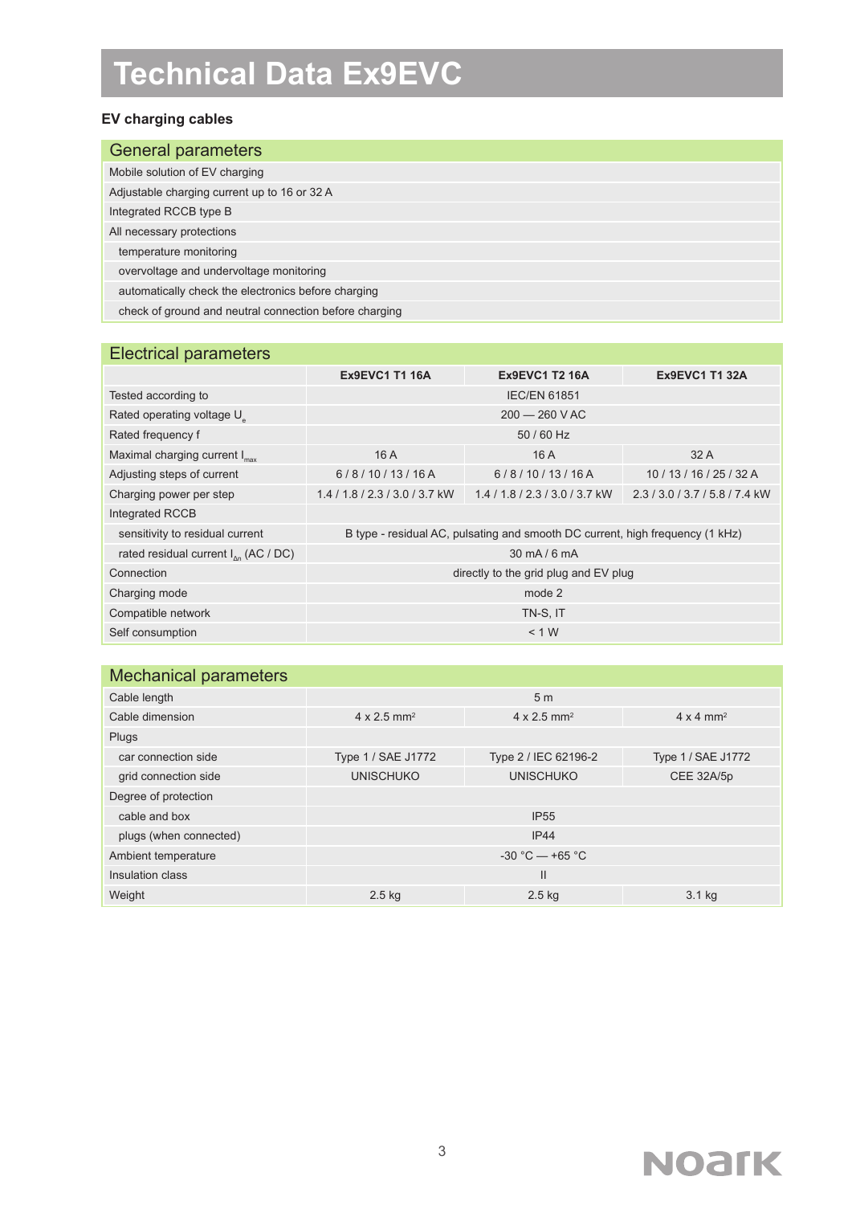# Technical Data Ex9EVC

**EV charging cables**

## General parameters

| General parameters |
|---|
| Mobile solution of EV charging |
| Adjustable charging current up to 16 or 32 A |
| Integrated RCCB type B |
| All necessary protections |
| temperature monitoring |
| overvoltage and undervoltage monitoring |
| automatically check the electronics before charging |
| check of ground and neutral connection before charging |

## Electrical parameters

| | Ex9EVC1 T1 16A | Ex9EVC1 T2 16A | Ex9EVC1 T1 32A |
|---|---|---|---|
| Tested according to | IEC/EN 61851 | | |
| Rated operating voltage $U_e$ | 200 — 260 V AC | | |
| Rated frequency f | 50 / 60 Hz | | |
| Maximal charging current $I_{max}$ | 16 A | 16 A | 32 A |
| Adjusting steps of current | 6 / 8 / 10 / 13 / 16 A | 6 / 8 / 10 / 13 / 16 A | 10 / 13 / 16 / 25 / 32 A |
| Charging power per step | 1.4 / 1.8 / 2.3 / 3.0 / 3.7 kW | 1.4 / 1.8 / 2.3 / 3.0 / 3.7 kW | 2.3 / 3.0 / 3.7 / 5.8 / 7.4 kW |
| Integrated RCCB | | | |
| sensitivity to residual current | B type - residual AC, pulsating and smooth DC current, high frequency (1 kHz) | | |
| rated residual current $I_{\Delta n}$ (AC / DC) | 30 mA / 6 mA | | |
| Connection | directly to the grid plug and EV plug | | |
| Charging mode | mode 2 | | |
| Compatible network | TN-S, IT | | |
| Self consumption | < 1 W | | |

## Mechanical parameters

| | Ex9EVC1 T1 16A | Ex9EVC1 T2 16A | Ex9EVC1 T1 32A |
|---|---|---|---|
| Cable length | 5 m | | |
| Cable dimension | 4 x 2.5 mm² | 4 x 2.5 mm² | 4 x 4 mm² |
| Plugs | | | |
| car connection side | Type 1 / SAE J1772 | Type 2 / IEC 62196-2 | Type 1 / SAE J1772 |
| grid connection side | UNISCHUKO | UNISCHUKO | CEE 32A/5p |
| Degree of protection | | | |
| cable and box | IP55 | | |
| plugs (when connected) | IP44 | | |
| Ambient temperature | -30 °C — +65 °C | | |
| Insulation class | II | | |
| Weight | 2.5 kg | 2.5 kg | 3.1 kg |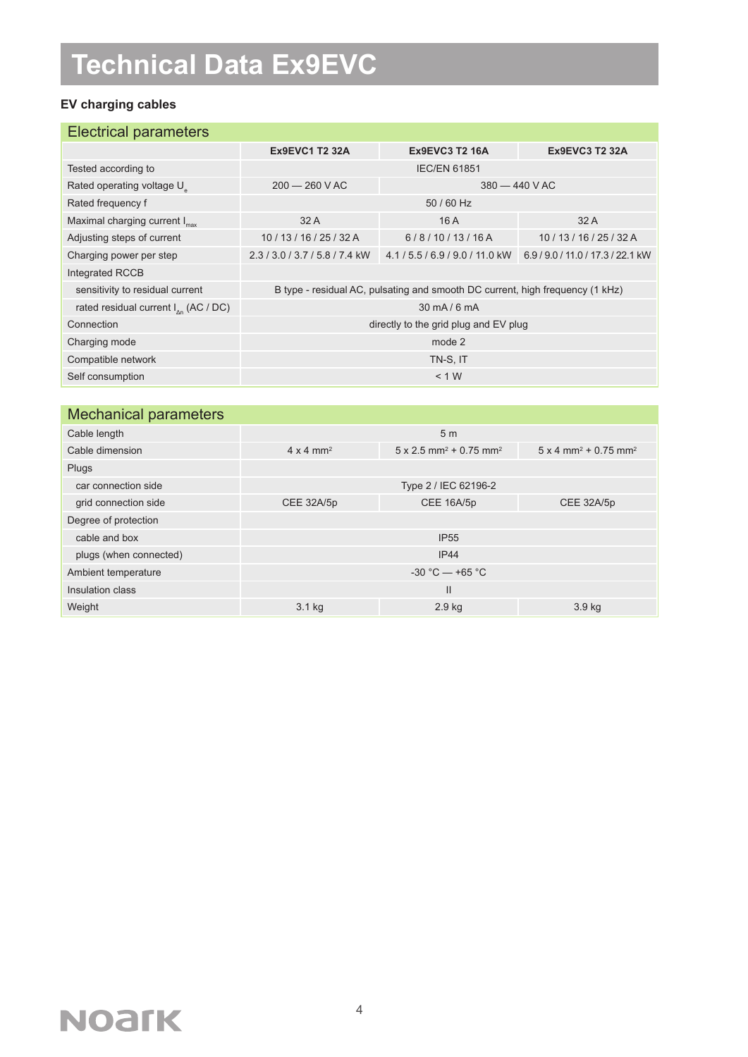# Technical Data Ex9EVC

**EV charging cables**

## Electrical parameters

| | Ex9EVC1 T2 32A | Ex9EVC3 T2 16A | Ex9EVC3 T2 32A |
|---|---|---|---|
| Tested according to | IEC/EN 61851 | | |
| Rated operating voltage $U_e$ | 200 — 260 V AC | 380 — 440 V AC | |
| Rated frequency f | 50 / 60 Hz | | |
| Maximal charging current $I_{max}$ | 32 A | 16 A | 32 A |
| Adjusting steps of current | 10 / 13 / 16 / 25 / 32 A | 6 / 8 / 10 / 13 / 16 A | 10 / 13 / 16 / 25 / 32 A |
| Charging power per step | 2.3 / 3.0 / 3.7 / 5.8 / 7.4 kW | 4.1 / 5.5 / 6.9 / 9.0 / 11.0 kW | 6.9 / 9.0 / 11.0 / 17.3 / 22.1 kW |
| Integrated RCCB | | | |
| sensitivity to residual current | B type - residual AC, pulsating and smooth DC current, high frequency (1 kHz) | | |
| rated residual current $I_{\Delta n}$ (AC / DC) | 30 mA / 6 mA | | |
| Connection | directly to the grid plug and EV plug | | |
| Charging mode | mode 2 | | |
| Compatible network | TN-S, IT | | |
| Self consumption | < 1 W | | |

## Mechanical parameters

| | | | |
|---|---|---|---|
| Cable length | 5 m | | |
| Cable dimension | 4 x 4 mm² | 5 x 2.5 mm² + 0.75 mm² | 5 x 4 mm² + 0.75 mm² |
| Plugs | | | |
| car connection side | Type 2 / IEC 62196-2 | | |
| grid connection side | CEE 32A/5p | CEE 16A/5p | CEE 32A/5p |
| Degree of protection | | | |
| cable and box | IP55 | | |
| plugs (when connected) | IP44 | | |
| Ambient temperature | -30 °C — +65 °C | | |
| Insulation class | II | | |
| Weight | 3.1 kg | 2.9 kg | 3.9 kg |